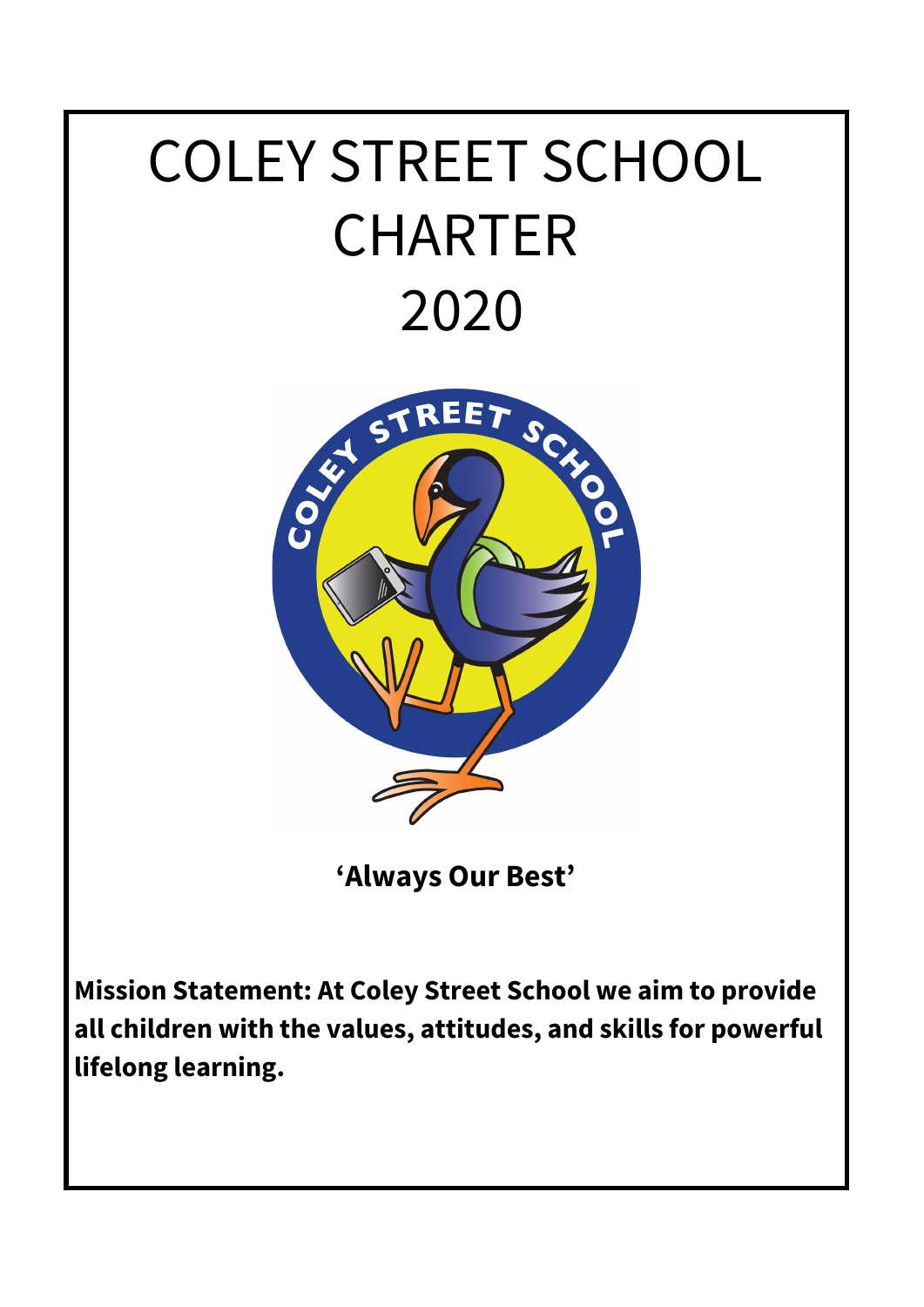# COLEY STREET SCHOOL CHARTER 2020

**'Always Our Best'**

**Mission Statement: At Coley Street School we aim to provide all children with the values, attitudes, and skills for powerful lifelong learning.**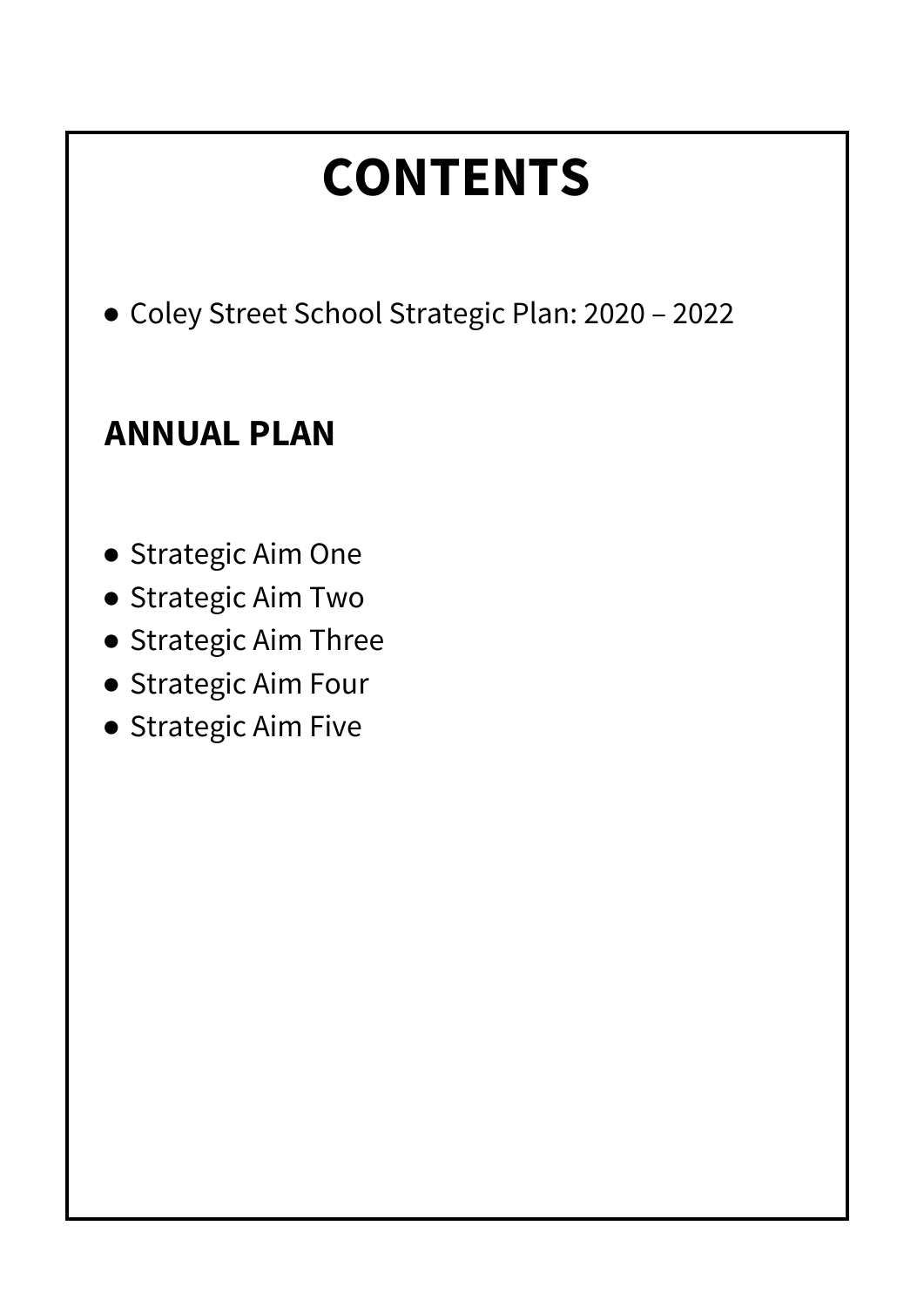# CONTENTS

- Coley Street School Strategic Plan: 2020 – 2022

## ANNUAL PLAN

- Strategic Aim One
- Strategic Aim Two
- Strategic Aim Three
- Strategic Aim Four
- Strategic Aim Five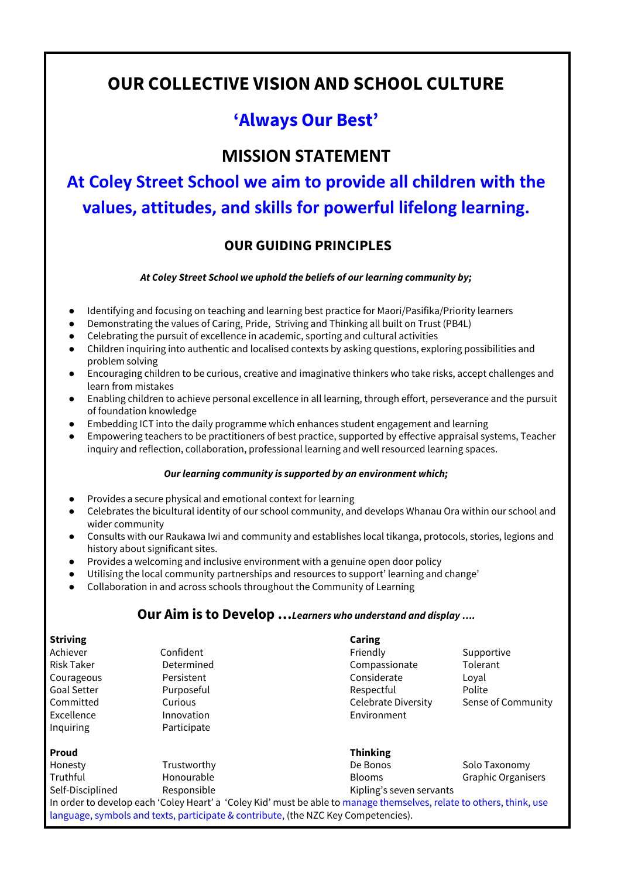# OUR COLLECTIVE VISION AND SCHOOL CULTURE

## 'Always Our Best'

## MISSION STATEMENT

## At Coley Street School we aim to provide all children with the values, attitudes, and skills for powerful lifelong learning.

### OUR GUIDING PRINCIPLES

***At Coley Street School we uphold the beliefs of our learning community by;***

- Identifying and focusing on teaching and learning best practice for Maori/Pasifika/Priority learners
- Demonstrating the values of Caring, Pride, Striving and Thinking all built on Trust (PB4L)
- Celebrating the pursuit of excellence in academic, sporting and cultural activities
- Children inquiring into authentic and localised contexts by asking questions, exploring possibilities and problem solving
- Encouraging children to be curious, creative and imaginative thinkers who take risks, accept challenges and learn from mistakes
- Enabling children to achieve personal excellence in all learning, through effort, perseverance and the pursuit of foundation knowledge
- Embedding ICT into the daily programme which enhances student engagement and learning
- Empowering teachers to be practitioners of best practice, supported by effective appraisal systems, Teacher inquiry and reflection, collaboration, professional learning and well resourced learning spaces.

***Our learning community is supported by an environment which;***

- Provides a secure physical and emotional context for learning
- Celebrates the bicultural identity of our school community, and develops Whanau Ora within our school and wider community
- Consults with our Raukawa Iwi and community and establishes local tikanga, protocols, stories, legions and history about significant sites.
- Provides a welcoming and inclusive environment with a genuine open door policy
- Utilising the local community partnerships and resources to support' learning and change'
- Collaboration in and across schools throughout the Community of Learning

### Our Aim is to Develop ...*Learners who understand and display ....*

**Striving**

| | |
|---|---|
| Achiever | Confident |
| Risk Taker | Determined |
| Courageous | Persistent |
| Goal Setter | Purposeful |
| Committed | Curious |
| Excellence | Innovation |
| Inquiring | Participate |

**Caring**

| | |
|---|---|
| Friendly | Supportive |
| Compassionate | Tolerant |
| Considerate | Loyal |
| Respectful | Polite |
| Celebrate Diversity | Sense of Community |
| Environment | |

**Proud**

| | |
|---|---|
| Honesty | Trustworthy |
| Truthful | Honourable |
| Self-Disciplined | Responsible |

**Thinking**

| | |
|---|---|
| De Bonos | Solo Taxonomy |
| Blooms | Graphic Organisers |
| Kipling's seven servants | |

In order to develop each 'Coley Heart' a 'Coley Kid' must be able to manage themselves, relate to others, think, use language, symbols and texts, participate & contribute, (the NZC Key Competencies).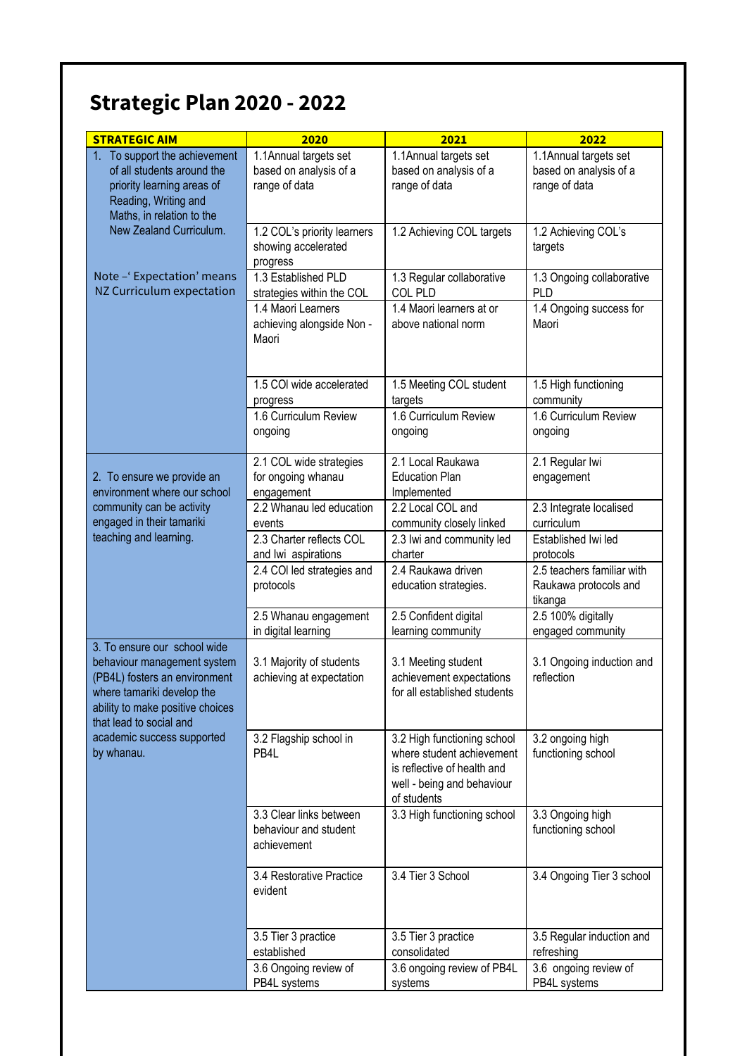# Strategic Plan 2020 - 2022

| STRATEGIC AIM | 2020 | 2021 | 2022 |
|---|---|---|---|
| 1. To support the achievement of all students around the priority learning areas of Reading, Writing and Maths, in relation to the New Zealand Curriculum.<br><br>Note –' Expectation' means NZ Curriculum expectation | 1.1Annual targets set based on analysis of a range of data | 1.1Annual targets set based on analysis of a range of data | 1.1Annual targets set based on analysis of a range of data |
| | 1.2 COL's priority learners showing accelerated progress | 1.2 Achieving COL targets | 1.2 Achieving COL's targets |
| | 1.3 Established PLD strategies within the COL | 1.3 Regular collaborative COL PLD | 1.3 Ongoing collaborative PLD |
| | 1.4 Maori Learners achieving alongside Non - Maori | 1.4 Maori learners at or above national norm | 1.4 Ongoing success for Maori |
| | 1.5 COl wide accelerated progress | 1.5 Meeting COL student targets | 1.5 High functioning community |
| | 1.6 Curriculum Review ongoing | 1.6 Curriculum Review ongoing | 1.6 Curriculum Review ongoing |
| 2. To ensure we provide an environment where our school community can be activity engaged in their tamariki teaching and learning. | 2.1 COL wide strategies for ongoing whanau engagement | 2.1 Local Raukawa Education Plan Implemented | 2.1 Regular Iwi engagement |
| | 2.2 Whanau led education events | 2.2 Local COL and community closely linked | 2.3 Integrate localised curriculum |
| | 2.3 Charter reflects COL and Iwi aspirations | 2.3 Iwi and community led charter | Established Iwi led protocols |
| | 2.4 COl led strategies and protocols | 2.4 Raukawa driven education strategies. | 2.5 teachers familiar with Raukawa protocols and tikanga |
| | 2.5 Whanau engagement in digital learning | 2.5 Confident digital learning community | 2.5 100% digitally engaged community |
| 3. To ensure our school wide behaviour management system (PB4L) fosters an environment where tamariki develop the ability to make positive choices that lead to social and academic success supported by whanau. | 3.1 Majority of students achieving at expectation | 3.1 Meeting student achievement expectations for all established students | 3.1 Ongoing induction and reflection |
| | 3.2 Flagship school in PB4L | 3.2 High functioning school where student achievement is reflective of health and well - being and behaviour of students | 3.2 ongoing high functioning school |
| | 3.3 Clear links between behaviour and student achievement | 3.3 High functioning school | 3.3 Ongoing high functioning school |
| | 3.4 Restorative Practice evident | 3.4 Tier 3 School | 3.4 Ongoing Tier 3 school |
| | 3.5 Tier 3 practice established | 3.5 Tier 3 practice consolidated | 3.5 Regular induction and refreshing |
| | 3.6 Ongoing review of PB4L systems | 3.6 ongoing review of PB4L systems | 3.6 ongoing review of PB4L systems |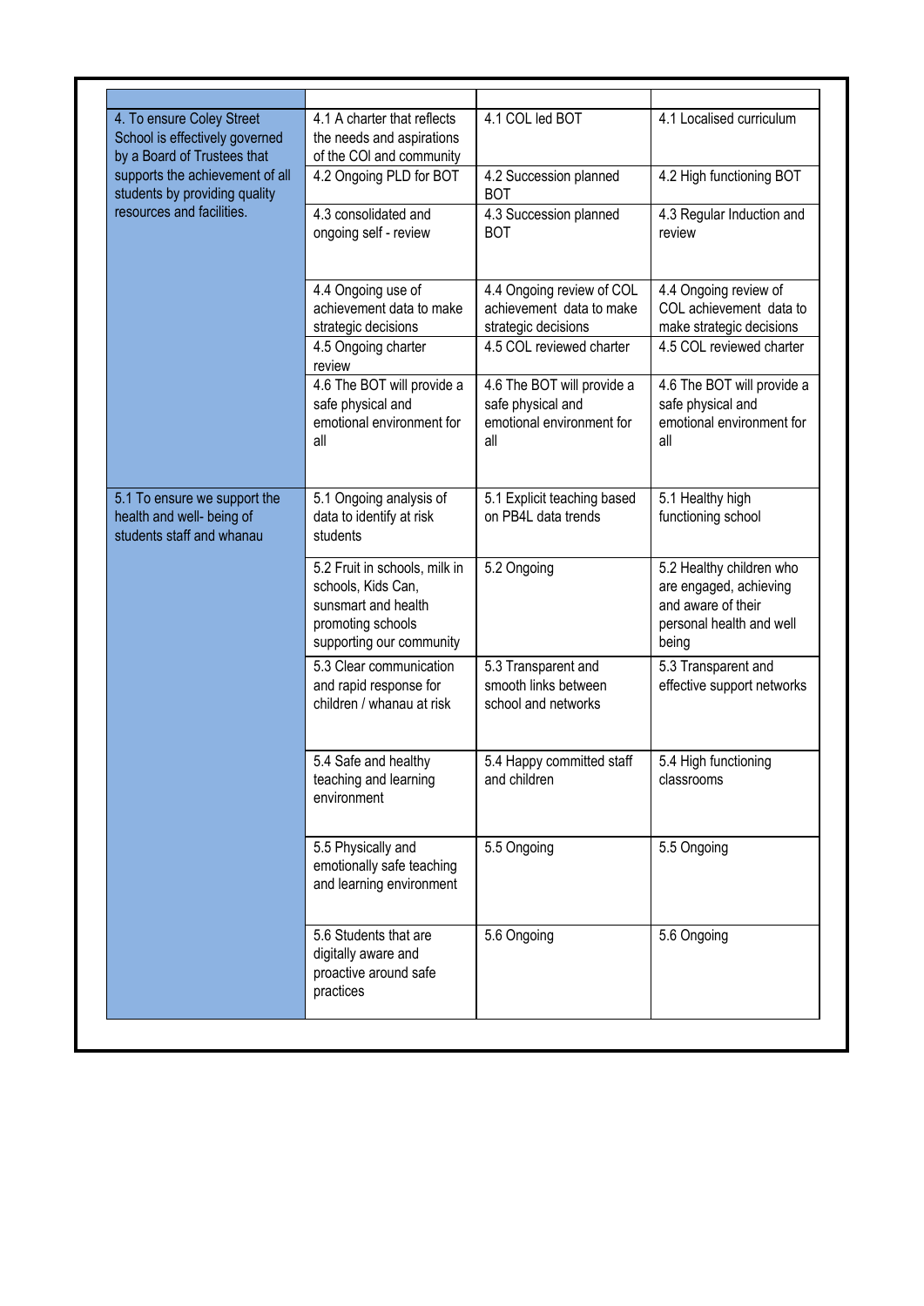| | | | |
|---|---|---|---|
| 4. To ensure Coley Street School is effectively governed by a Board of Trustees that supports the achievement of all students by providing quality resources and facilities. | 4.1 A charter that reflects the needs and aspirations of the COl and community | 4.1 COL led BOT | 4.1 Localised curriculum |
| | 4.2 Ongoing PLD for BOT | 4.2 Succession planned BOT | 4.2 High functioning BOT |
| | 4.3 consolidated and ongoing self - review | 4.3 Succession planned BOT | 4.3 Regular Induction and review |
| | 4.4 Ongoing use of achievement data to make strategic decisions | 4.4 Ongoing review of COL achievement data to make strategic decisions | 4.4 Ongoing review of COL achievement data to make strategic decisions |
| | 4.5 Ongoing charter review | 4.5 COL reviewed charter | 4.5 COL reviewed charter |
| | 4.6 The BOT will provide a safe physical and emotional environment for all | 4.6 The BOT will provide a safe physical and emotional environment for all | 4.6 The BOT will provide a safe physical and emotional environment for all |
| 5.1 To ensure we support the health and well- being of students staff and whanau | 5.1 Ongoing analysis of data to identify at risk students | 5.1 Explicit teaching based on PB4L data trends | 5.1 Healthy high functioning school |
| | 5.2 Fruit in schools, milk in schools, Kids Can, sunsmart and health promoting schools supporting our community | 5.2 Ongoing | 5.2 Healthy children who are engaged, achieving and aware of their personal health and well being |
| | 5.3 Clear communication and rapid response for children / whanau at risk | 5.3 Transparent and smooth links between school and networks | 5.3 Transparent and effective support networks |
| | 5.4 Safe and healthy teaching and learning environment | 5.4 Happy committed staff and children | 5.4 High functioning classrooms |
| | 5.5 Physically and emotionally safe teaching and learning environment | 5.5 Ongoing | 5.5 Ongoing |
| | 5.6 Students that are digitally aware and proactive around safe practices | 5.6 Ongoing | 5.6 Ongoing |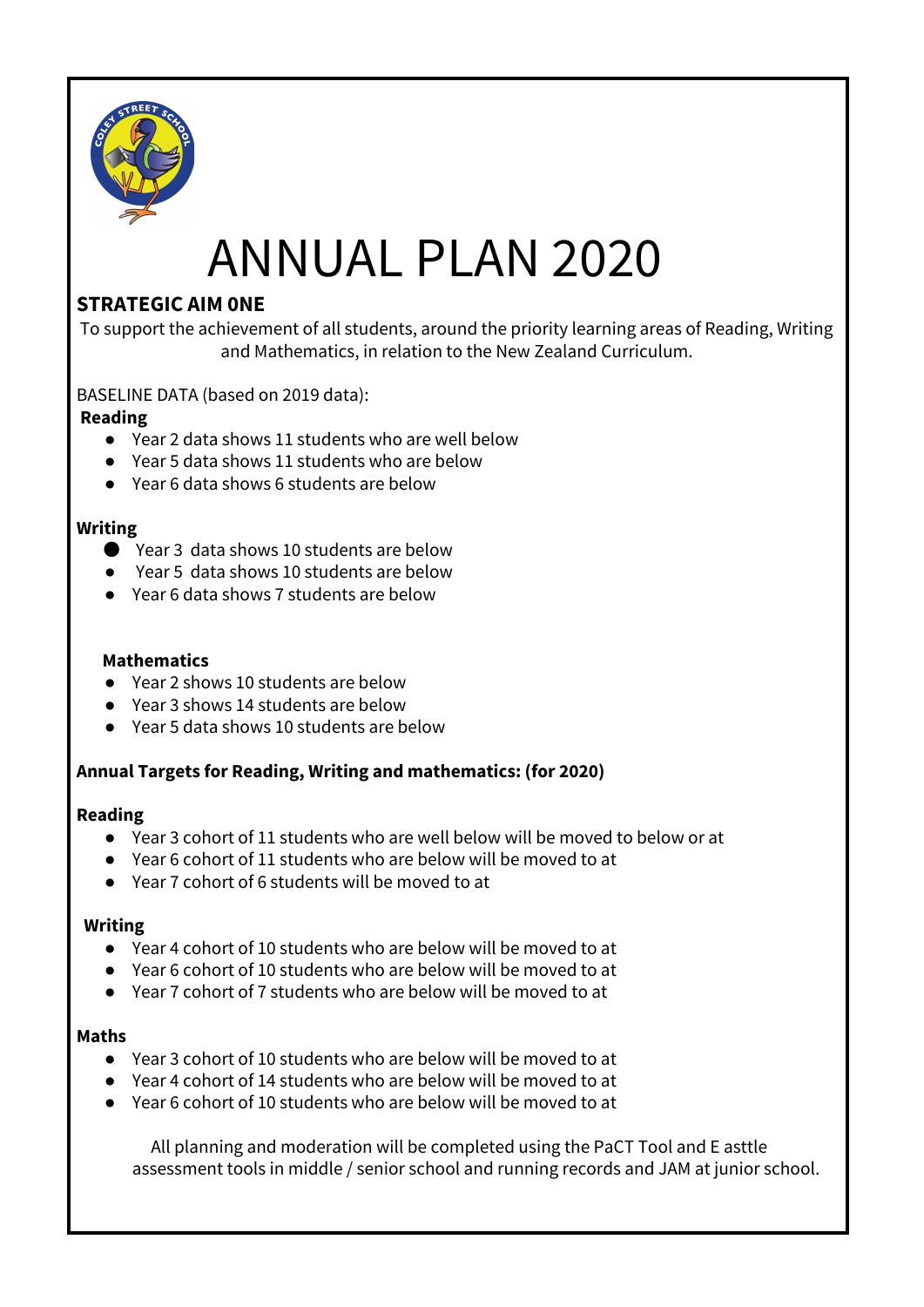# ANNUAL PLAN 2020

## STRATEGIC AIM ONE

To support the achievement of all students, around the priority learning areas of Reading, Writing and Mathematics, in relation to the New Zealand Curriculum.

BASELINE DATA (based on 2019 data):

**Reading**

- Year 2 data shows 11 students who are well below
- Year 5 data shows 11 students who are below
- Year 6 data shows 6 students are below

**Writing**

- Year 3 data shows 10 students are below
- Year 5 data shows 10 students are below
- Year 6 data shows 7 students are below

**Mathematics**

- Year 2 shows 10 students are below
- Year 3 shows 14 students are below
- Year 5 data shows 10 students are below

**Annual Targets for Reading, Writing and mathematics: (for 2020)**

**Reading**

- Year 3 cohort of 11 students who are well below will be moved to below or at
- Year 6 cohort of 11 students who are below will be moved to at
- Year 7 cohort of 6 students will be moved to at

**Writing**

- Year 4 cohort of 10 students who are below will be moved to at
- Year 6 cohort of 10 students who are below will be moved to at
- Year 7 cohort of 7 students who are below will be moved to at

**Maths**

- Year 3 cohort of 10 students who are below will be moved to at
- Year 4 cohort of 14 students who are below will be moved to at
- Year 6 cohort of 10 students who are below will be moved to at

All planning and moderation will be completed using the PaCT Tool and E asttle assessment tools in middle / senior school and running records and JAM at junior school.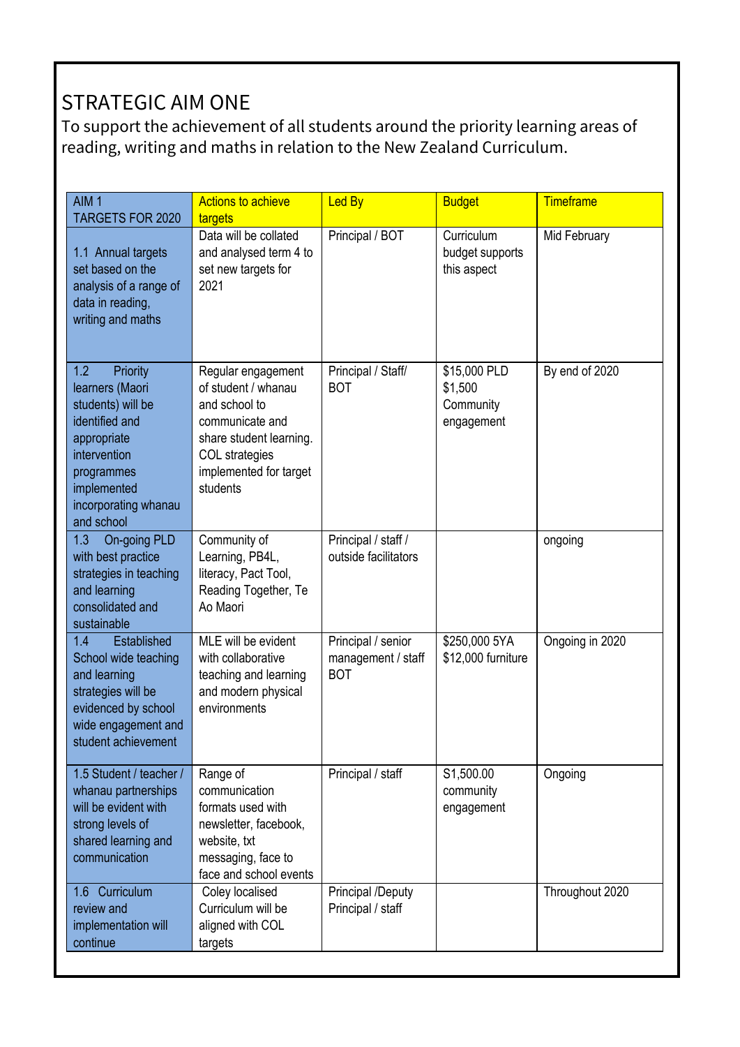# STRATEGIC AIM ONE

To support the achievement of all students around the priority learning areas of reading, writing and maths in relation to the New Zealand Curriculum.

| AIM 1 TARGETS FOR 2020 | Actions to achieve targets | Led By | Budget | Timeframe |
|---|---|---|---|---|
| 1.1 Annual targets set based on the analysis of a range of data in reading, writing and maths | Data will be collated and analysed term 4 to set new targets for 2021 | Principal / BOT | Curriculum budget supports this aspect | Mid February |
| 1.2 Priority learners (Maori students) will be identified and appropriate intervention programmes implemented incorporating whanau and school | Regular engagement of student / whanau and school to communicate and share student learning. COL strategies implemented for target students | Principal / Staff/ BOT | $15,000 PLD $1,500 Community engagement | By end of 2020 |
| 1.3 On-going PLD with best practice strategies in teaching and learning consolidated and sustainable | Community of Learning, PB4L, literacy, Pact Tool, Reading Together, Te Ao Maori | Principal / staff / outside facilitators | | ongoing |
| 1.4 Established School wide teaching and learning strategies will be evidenced by school wide engagement and student achievement | MLE will be evident with collaborative teaching and learning and modern physical environments | Principal / senior management / staff BOT | $250,000 5YA $12,000 furniture | Ongoing in 2020 |
| 1.5 Student / teacher / whanau partnerships will be evident with strong levels of shared learning and communication | Range of communication formats used with newsletter, facebook, website, txt messaging, face to face and school events | Principal / staff | S1,500.00 community engagement | Ongoing |
| 1.6 Curriculum review and implementation will continue | Coley localised Curriculum will be aligned with COL targets | Principal /Deputy Principal / staff | | Throughout 2020 |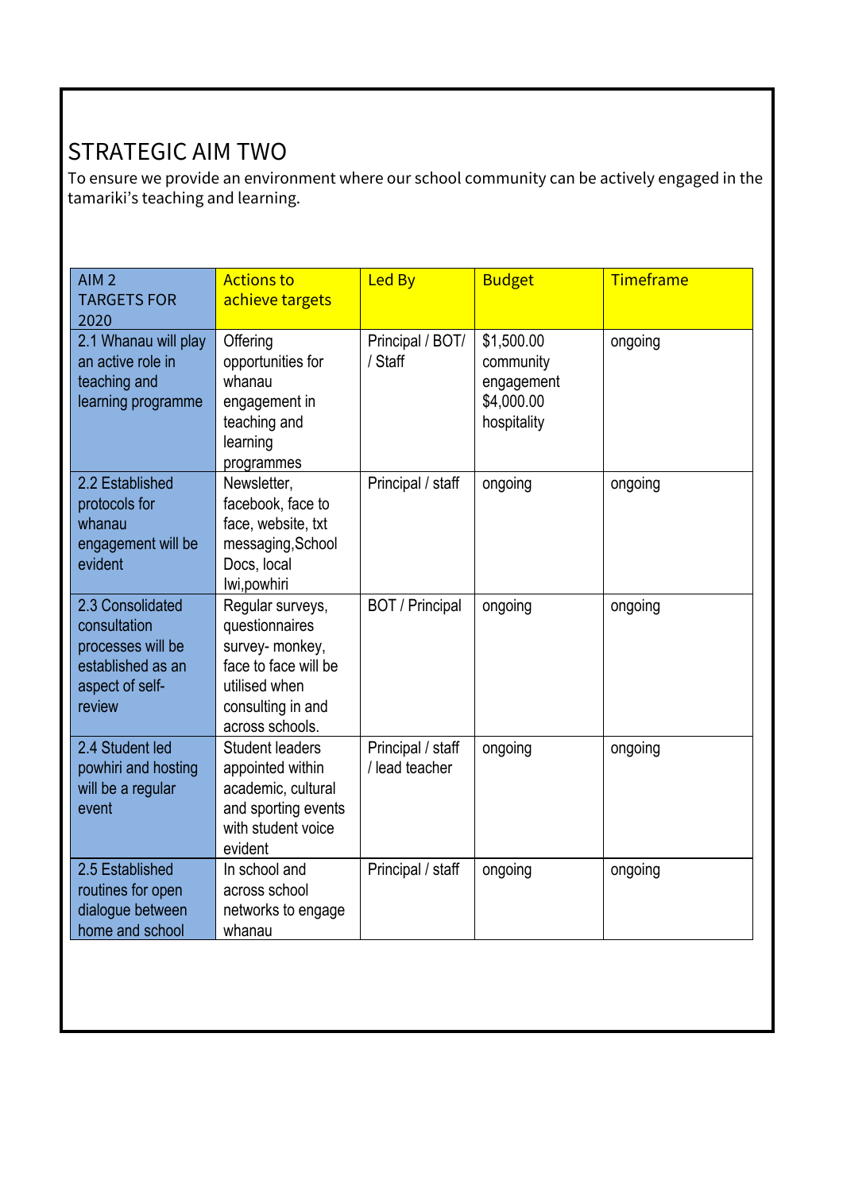# STRATEGIC AIM TWO

To ensure we provide an environment where our school community can be actively engaged in the tamariki's teaching and learning.

| AIM 2 TARGETS FOR 2020 | Actions to achieve targets | Led By | Budget | Timeframe |
|---|---|---|---|---|
| 2.1 Whanau will play an active role in teaching and learning programme | Offering opportunities for whanau engagement in teaching and learning programmes | Principal / BOT/ / Staff | $1,500.00 community engagement $4,000.00 hospitality | ongoing |
| 2.2 Established protocols for whanau engagement will be evident | Newsletter, facebook, face to face, website, txt messaging,School Docs, local Iwi,powhiri | Principal / staff | ongoing | ongoing |
| 2.3 Consolidated consultation processes will be established as an aspect of self-review | Regular surveys, questionnaires survey- monkey, face to face will be utilised when consulting in and across schools. | BOT / Principal | ongoing | ongoing |
| 2.4 Student led powhiri and hosting will be a regular event | Student leaders appointed within academic, cultural and sporting events with student voice evident | Principal / staff / lead teacher | ongoing | ongoing |
| 2.5 Established routines for open dialogue between home and school | In school and across school networks to engage whanau | Principal / staff | ongoing | ongoing |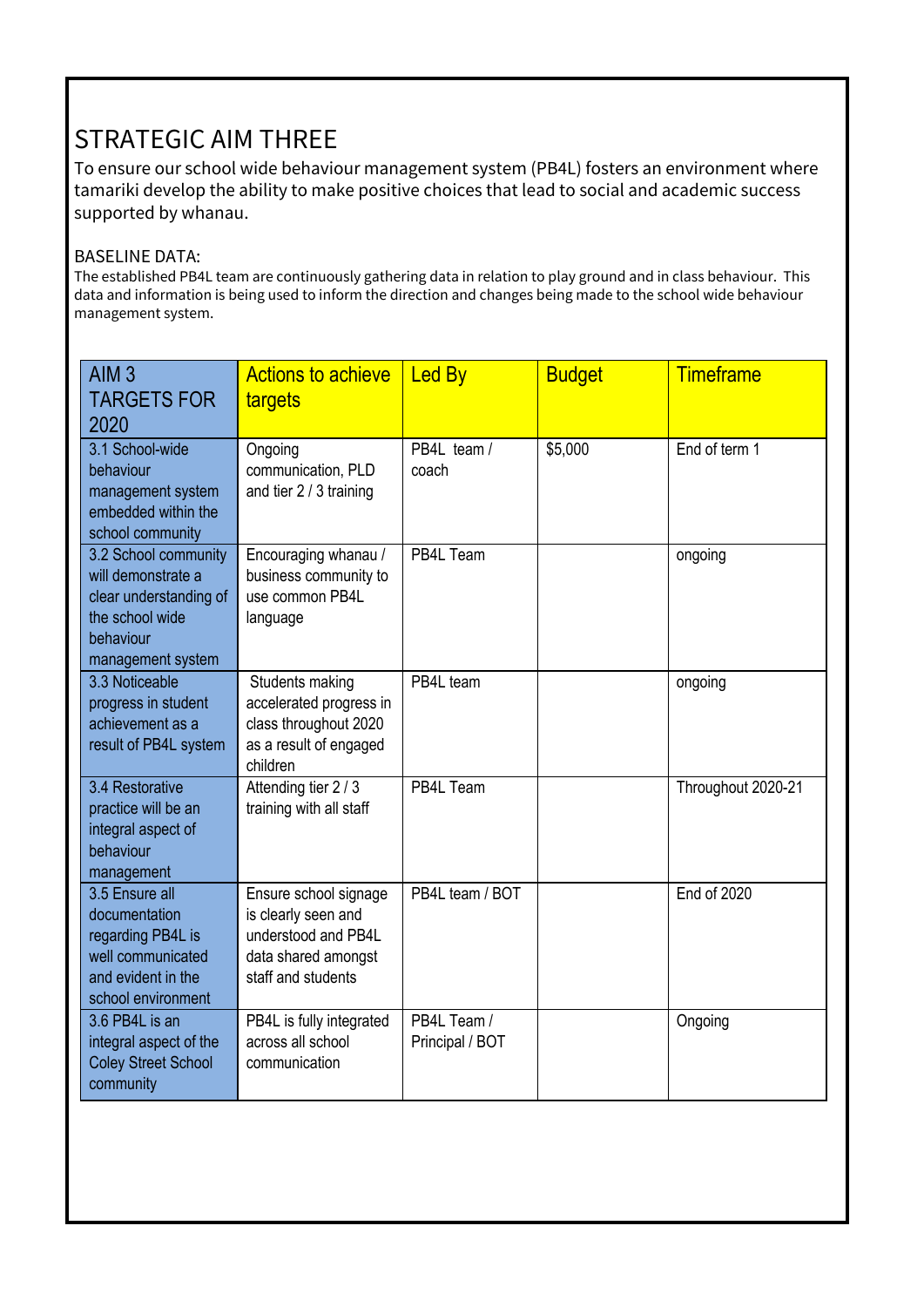# STRATEGIC AIM THREE

To ensure our school wide behaviour management system (PB4L) fosters an environment where tamariki develop the ability to make positive choices that lead to social and academic success supported by whanau.

BASELINE DATA:

The established PB4L team are continuously gathering data in relation to play ground and in class behaviour. This data and information is being used to inform the direction and changes being made to the school wide behaviour management system.

| AIM 3 TARGETS FOR 2020 | Actions to achieve targets | Led By | Budget | Timeframe |
|---|---|---|---|---|
| 3.1 School-wide behaviour management system embedded within the school community | Ongoing communication, PLD and tier 2 / 3 training | PB4L team / coach | $5,000 | End of term 1 |
| 3.2 School community will demonstrate a clear understanding of the school wide behaviour management system | Encouraging whanau / business community to use common PB4L language | PB4L Team | | ongoing |
| 3.3 Noticeable progress in student achievement as a result of PB4L system | Students making accelerated progress in class throughout 2020 as a result of engaged children | PB4L team | | ongoing |
| 3.4 Restorative practice will be an integral aspect of behaviour management | Attending tier 2 / 3 training with all staff | PB4L Team | | Throughout 2020-21 |
| 3.5 Ensure all documentation regarding PB4L is well communicated and evident in the school environment | Ensure school signage is clearly seen and understood and PB4L data shared amongst staff and students | PB4L team / BOT | | End of 2020 |
| 3.6 PB4L is an integral aspect of the Coley Street School community | PB4L is fully integrated across all school communication | PB4L Team / Principal / BOT | | Ongoing |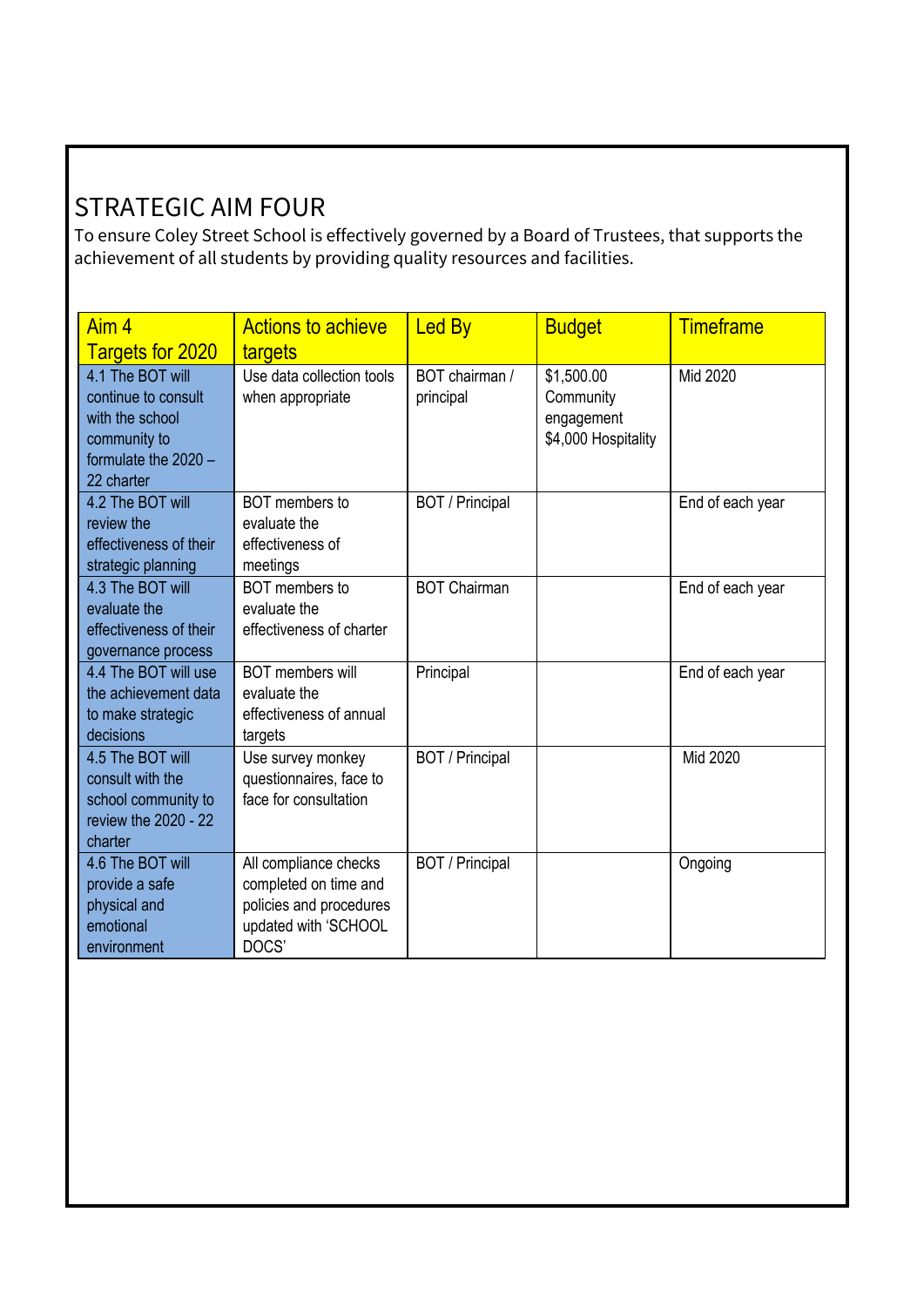# STRATEGIC AIM FOUR

To ensure Coley Street School is effectively governed by a Board of Trustees, that supports the achievement of all students by providing quality resources and facilities.

| Aim 4 Targets for 2020 | Actions to achieve targets | Led By | Budget | Timeframe |
|---|---|---|---|---|
| 4.1 The BOT will continue to consult with the school community to formulate the 2020 – 22 charter | Use data collection tools when appropriate | BOT chairman / principal | $1,500.00 Community engagement $4,000 Hospitality | Mid 2020 |
| 4.2 The BOT will review the effectiveness of their strategic planning | BOT members to evaluate the effectiveness of meetings | BOT / Principal | | End of each year |
| 4.3 The BOT will evaluate the effectiveness of their governance process | BOT members to evaluate the effectiveness of charter | BOT Chairman | | End of each year |
| 4.4 The BOT will use the achievement data to make strategic decisions | BOT members will evaluate the effectiveness of annual targets | Principal | | End of each year |
| 4.5 The BOT will consult with the school community to review the 2020 - 22 charter | Use survey monkey questionnaires, face to face for consultation | BOT / Principal | | Mid 2020 |
| 4.6 The BOT will provide a safe physical and emotional environment | All compliance checks completed on time and policies and procedures updated with 'SCHOOL DOCS' | BOT / Principal | | Ongoing |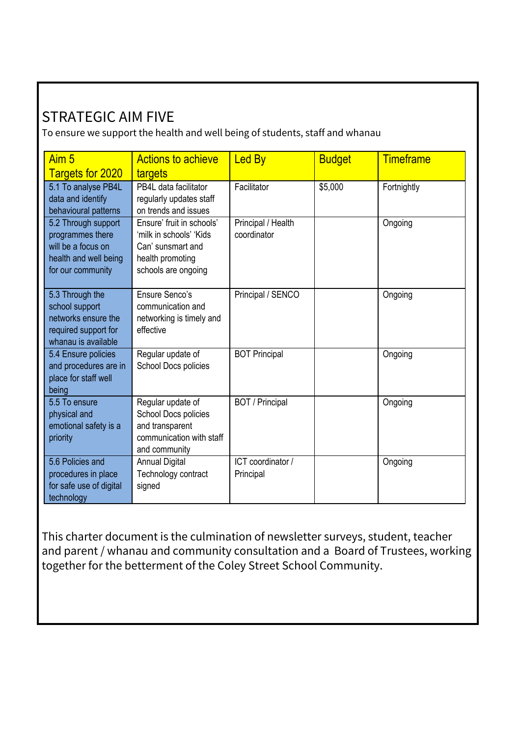# STRATEGIC AIM FIVE

To ensure we support the health and well being of students, staff and whanau

| Aim 5 Targets for 2020 | Actions to achieve targets | Led By | Budget | Timeframe |
|---|---|---|---|---|
| 5.1 To analyse PB4L data and identify behavioural patterns | PB4L data facilitator regularly updates staff on trends and issues | Facilitator | $5,000 | Fortnightly |
| 5.2 Through support programmes there will be a focus on health and well being for our community | Ensure' fruit in schools' 'milk in schools' 'Kids Can' sunsmart and health promoting schools are ongoing | Principal / Health coordinator | | Ongoing |
| 5.3 Through the school support networks ensure the required support for whanau is available | Ensure Senco's communication and networking is timely and effective | Principal / SENCO | | Ongoing |
| 5.4 Ensure policies and procedures are in place for staff well being | Regular update of School Docs policies | BOT Principal | | Ongoing |
| 5.5 To ensure physical and emotional safety is a priority | Regular update of School Docs policies and transparent communication with staff and community | BOT / Principal | | Ongoing |
| 5.6 Policies and procedures in place for safe use of digital technology | Annual Digital Technology contract signed | ICT coordinator / Principal | | Ongoing |

This charter document is the culmination of newsletter surveys, student, teacher and parent / whanau and community consultation and a Board of Trustees, working together for the betterment of the Coley Street School Community.